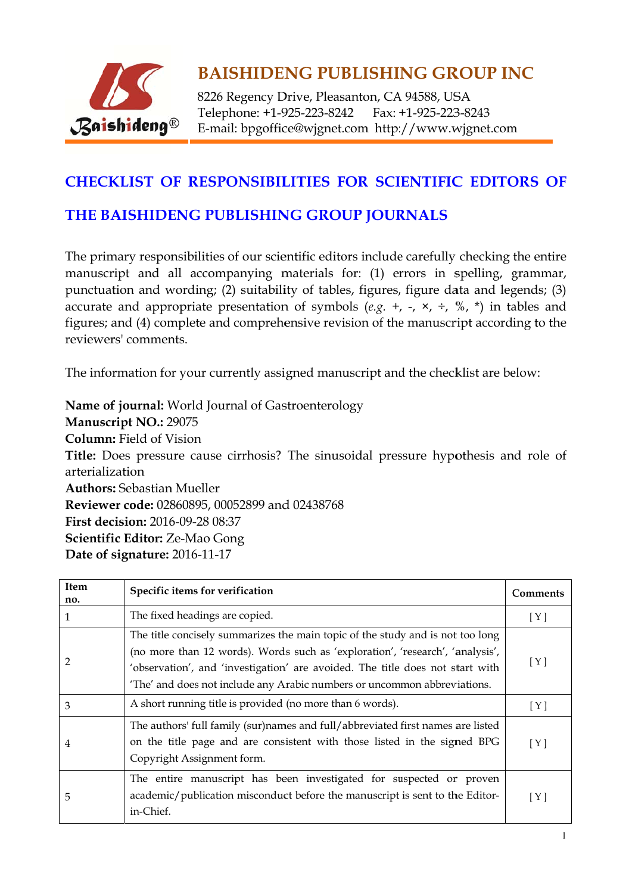# BAISHIDENG PUBLISHING GROUP INC

8226 Regency Drive, Pleasanton, CA 94588, USA
Telephone: +1-925-223-8242 Fax: +1-925-223-8243
E-mail: bpgoffice@wjgnet.com http://www.wjgnet.com

## CHECKLIST OF RESPONSIBILITIES FOR SCIENTIFIC EDITORS OF THE BAISHIDENG PUBLISHING GROUP JOURNALS

The primary responsibilities of our scientific editors include carefully checking the entire manuscript and all accompanying materials for: (1) errors in spelling, grammar, punctuation and wording; (2) suitability of tables, figures, figure data and legends; (3) accurate and appropriate presentation of symbols (*e.g.* +, -, ×, ÷, %, *) in tables and figures; and (4) complete and comprehensive revision of the manuscript according to the reviewers' comments.

The information for your currently assigned manuscript and the checklist are below:

**Name of journal:** World Journal of Gastroenterology
**Manuscript NO.:** 29075
**Column:** Field of Vision
**Title:** Does pressure cause cirrhosis? The sinusoidal pressure hypothesis and role of arterialization
**Authors:** Sebastian Mueller
**Reviewer code:** 02860895, 00052899 and 02438768
**First decision:** 2016-09-28 08:37
**Scientific Editor:** Ze-Mao Gong
**Date of signature:** 2016-11-17

| Item no. | Specific items for verification | Comments |
|---|---|---|
| 1 | The fixed headings are copied. | [ Y ] |
| 2 | The title concisely summarizes the main topic of the study and is not too long (no more than 12 words). Words such as 'exploration', 'research', 'analysis', 'observation', and 'investigation' are avoided. The title does not start with 'The' and does not include any Arabic numbers or uncommon abbreviations. | [ Y ] |
| 3 | A short running title is provided (no more than 6 words). | [ Y ] |
| 4 | The authors' full family (sur)names and full/abbreviated first names are listed on the title page and are consistent with those listed in the signed BPG Copyright Assignment form. | [ Y ] |
| 5 | The entire manuscript has been investigated for suspected or proven academic/publication misconduct before the manuscript is sent to the Editor-in-Chief. | [ Y ] |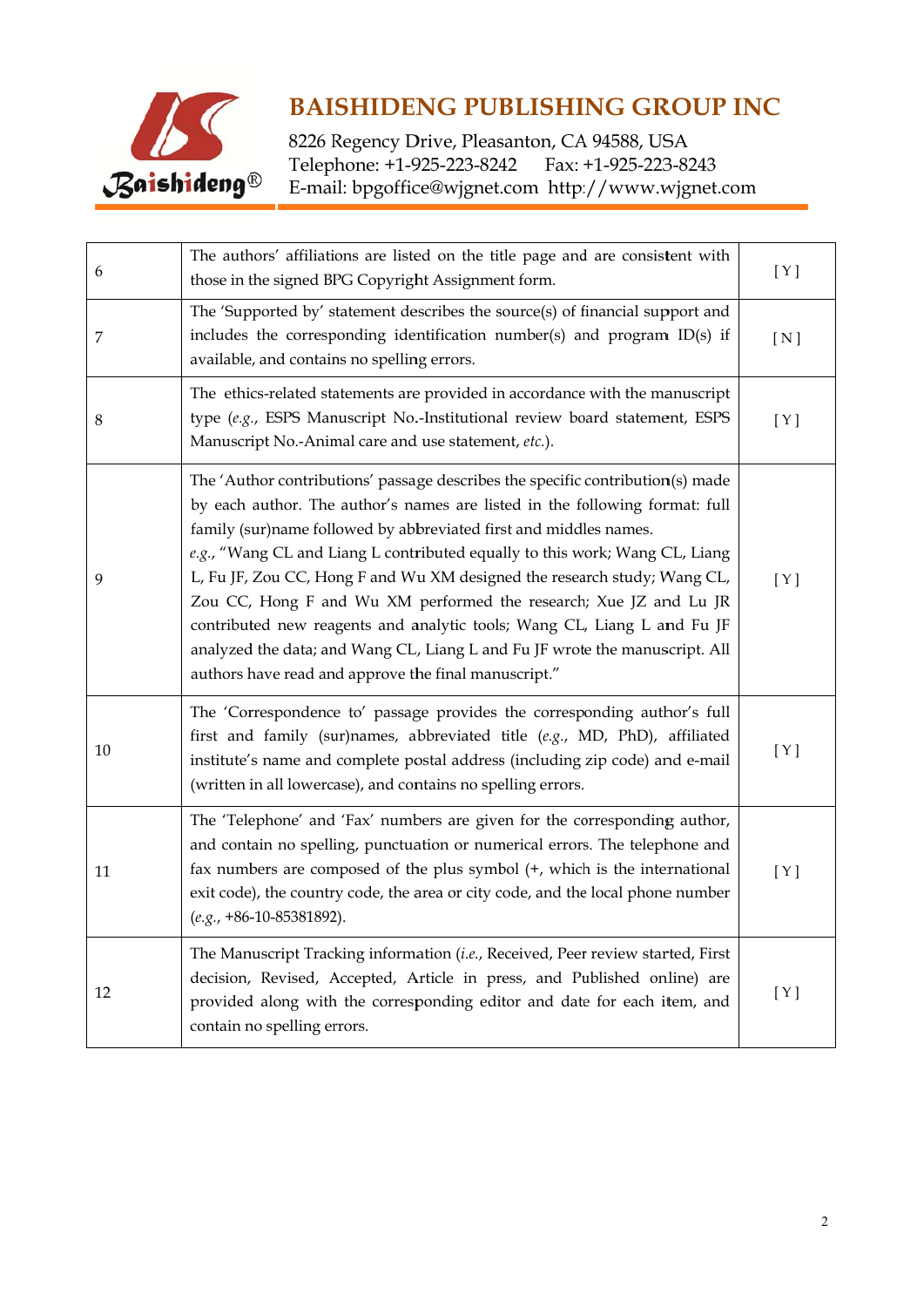| | | |
|---|---|---|
| 6 | The authors' affiliations are listed on the title page and are consistent with those in the signed BPG Copyright Assignment form. | [ Y ] |
| 7 | The 'Supported by' statement describes the source(s) of financial support and includes the corresponding identification number(s) and program ID(s) if available, and contains no spelling errors. | [ N ] |
| 8 | The ethics-related statements are provided in accordance with the manuscript type (*e.g.*, ESPS Manuscript No.-Institutional review board statement, ESPS Manuscript No.-Animal care and use statement, *etc.*). | [ Y ] |
| 9 | The 'Author contributions' passage describes the specific contribution(s) made by each author. The author's names are listed in the following format: full family (sur)name followed by abbreviated first and middles names. *e.g.*, "Wang CL and Liang L contributed equally to this work; Wang CL, Liang L, Fu JF, Zou CC, Hong F and Wu XM designed the research study; Wang CL, Zou CC, Hong F and Wu XM performed the research; Xue JZ and Lu JR contributed new reagents and analytic tools; Wang CL, Liang L and Fu JF analyzed the data; and Wang CL, Liang L and Fu JF wrote the manuscript. All authors have read and approve the final manuscript." | [ Y ] |
| 10 | The 'Correspondence to' passage provides the corresponding author's full first and family (sur)names, abbreviated title (*e.g.*, MD, PhD), affiliated institute's name and complete postal address (including zip code) and e-mail (written in all lowercase), and contains no spelling errors. | [ Y ] |
| 11 | The 'Telephone' and 'Fax' numbers are given for the corresponding author, and contain no spelling, punctuation or numerical errors. The telephone and fax numbers are composed of the plus symbol (+, which is the international exit code), the country code, the area or city code, and the local phone number (*e.g.*, +86-10-85381892). | [ Y ] |
| 12 | The Manuscript Tracking information (*i.e.*, Received, Peer review started, First decision, Revised, Accepted, Article in press, and Published online) are provided along with the corresponding editor and date for each item, and contain no spelling errors. | [ Y ] |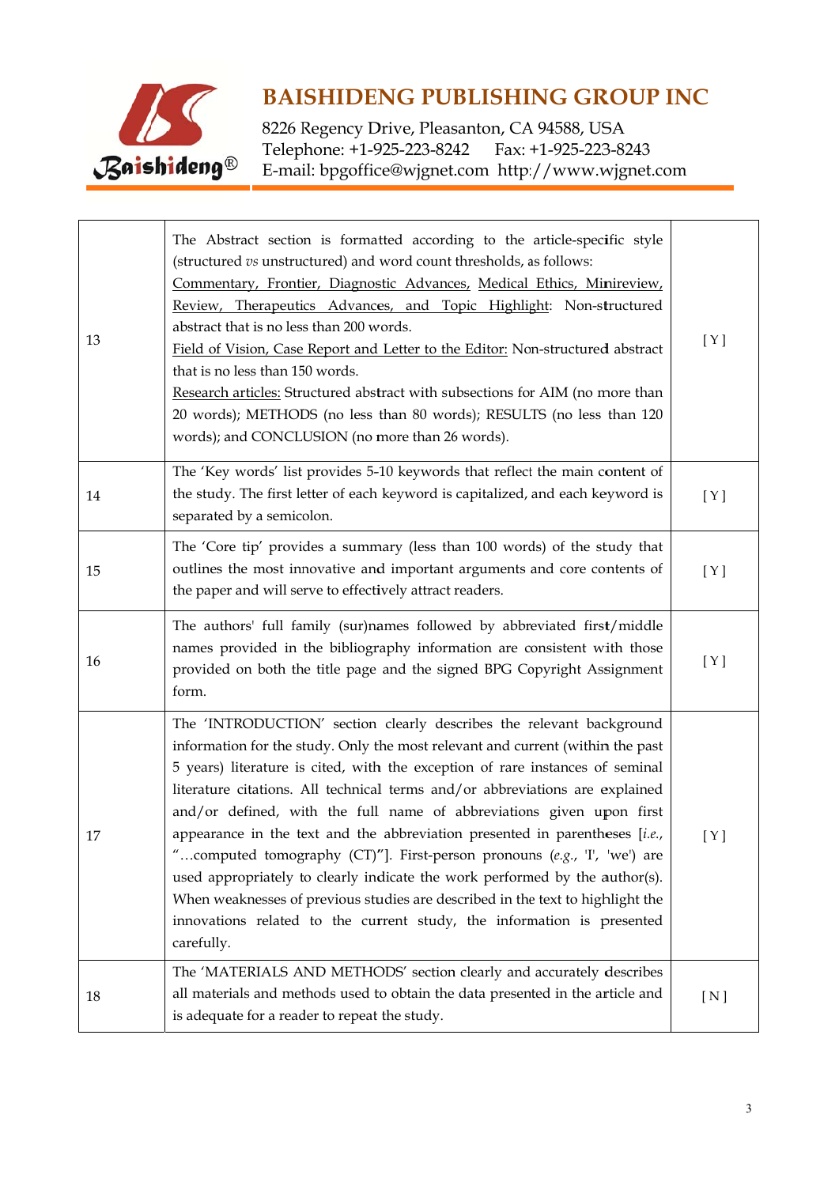| | | |
|---|---|---|
| 13 | The Abstract section is formatted according to the article-specific style (structured *vs* unstructured) and word count thresholds, as follows: <u>Commentary, Frontier, Diagnostic Advances, Medical Ethics, Minireview, Review, Therapeutics Advances, and Topic Highlight</u>: Non-structured abstract that is no less than 200 words. <u>Field of Vision, Case Report and Letter to the Editor:</u> Non-structured abstract that is no less than 150 words. <u>Research articles:</u> Structured abstract with subsections for AIM (no more than 20 words); METHODS (no less than 80 words); RESULTS (no less than 120 words); and CONCLUSION (no more than 26 words). | [ Y ] |
| 14 | The 'Key words' list provides 5-10 keywords that reflect the main content of the study. The first letter of each keyword is capitalized, and each keyword is separated by a semicolon. | [ Y ] |
| 15 | The 'Core tip' provides a summary (less than 100 words) of the study that outlines the most innovative and important arguments and core contents of the paper and will serve to effectively attract readers. | [ Y ] |
| 16 | The authors' full family (sur)names followed by abbreviated first/middle names provided in the bibliography information are consistent with those provided on both the title page and the signed BPG Copyright Assignment form. | [ Y ] |
| 17 | The 'INTRODUCTION' section clearly describes the relevant background information for the study. Only the most relevant and current (within the past 5 years) literature is cited, with the exception of rare instances of seminal literature citations. All technical terms and/or abbreviations are explained and/or defined, with the full name of abbreviations given upon first appearance in the text and the abbreviation presented in parentheses [*i.e.*, "…computed tomography (CT)"]. First-person pronouns (*e.g.*, 'I', 'we') are used appropriately to clearly indicate the work performed by the author(s). When weaknesses of previous studies are described in the text to highlight the innovations related to the current study, the information is presented carefully. | [ Y ] |
| 18 | The 'MATERIALS AND METHODS' section clearly and accurately describes all materials and methods used to obtain the data presented in the article and is adequate for a reader to repeat the study. | [ N ] |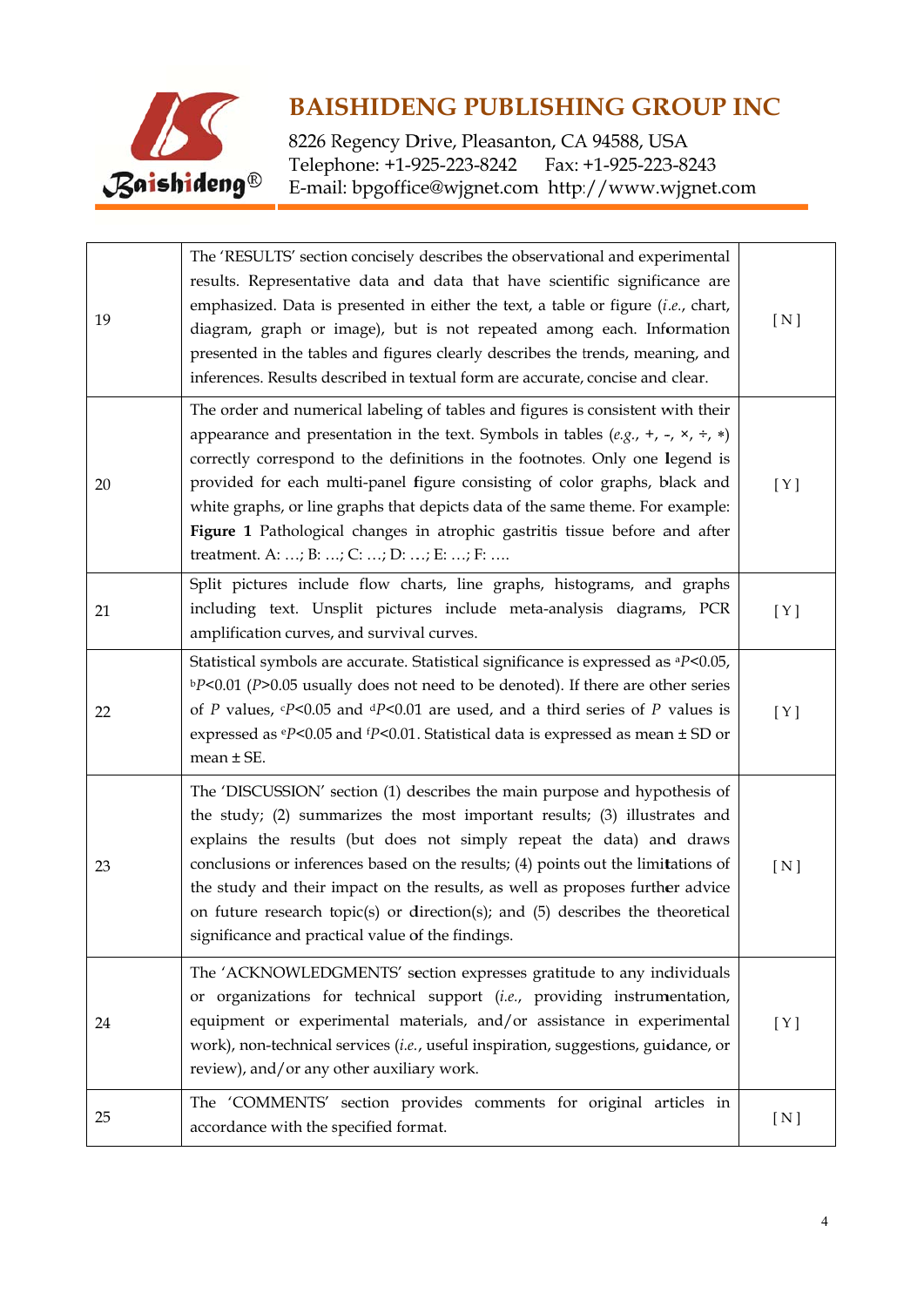| | | |
|---|---|---|
| 19 | The 'RESULTS' section concisely describes the observational and experimental results. Representative data and data that have scientific significance are emphasized. Data is presented in either the text, a table or figure (*i.e.*, chart, diagram, graph or image), but is not repeated among each. Information presented in the tables and figures clearly describes the trends, meaning, and inferences. Results described in textual form are accurate, concise and clear. | [ N ] |
| 20 | The order and numerical labeling of tables and figures is consistent with their appearance and presentation in the text. Symbols in tables (*e.g.*, +, -, ×, ÷, *) correctly correspond to the definitions in the footnotes. Only one legend is provided for each multi-panel figure consisting of color graphs, black and white graphs, or line graphs that depicts data of the same theme. For example: **Figure 1** Pathological changes in atrophic gastritis tissue before and after treatment. A: …; B: …; C: …; D: …; E: …; F: …. | [ Y ] |
| 21 | Split pictures include flow charts, line graphs, histograms, and graphs including text. Unsplit pictures include meta-analysis diagrams, PCR amplification curves, and survival curves. | [ Y ] |
| 22 | Statistical symbols are accurate. Statistical significance is expressed as $^{a}P<0.05$, $^{b}P<0.01$ ($P>0.05$ usually does not need to be denoted). If there are other series of $P$ values, $^{c}P<0.05$ and $^{d}P<0.01$ are used, and a third series of $P$ values is expressed as $^{e}P<0.05$ and $^{f}P<0.01$. Statistical data is expressed as mean ± SD or mean ± SE. | [ Y ] |
| 23 | The 'DISCUSSION' section (1) describes the main purpose and hypothesis of the study; (2) summarizes the most important results; (3) illustrates and explains the results (but does not simply repeat the data) and draws conclusions or inferences based on the results; (4) points out the limitations of the study and their impact on the results, as well as proposes further advice on future research topic(s) or direction(s); and (5) describes the theoretical significance and practical value of the findings. | [ N ] |
| 24 | The 'ACKNOWLEDGMENTS' section expresses gratitude to any individuals or organizations for technical support (*i.e.*, providing instrumentation, equipment or experimental materials, and/or assistance in experimental work), non-technical services (*i.e.*, useful inspiration, suggestions, guidance, or review), and/or any other auxiliary work. | [ Y ] |
| 25 | The 'COMMENTS' section provides comments for original articles in accordance with the specified format. | [ N ] |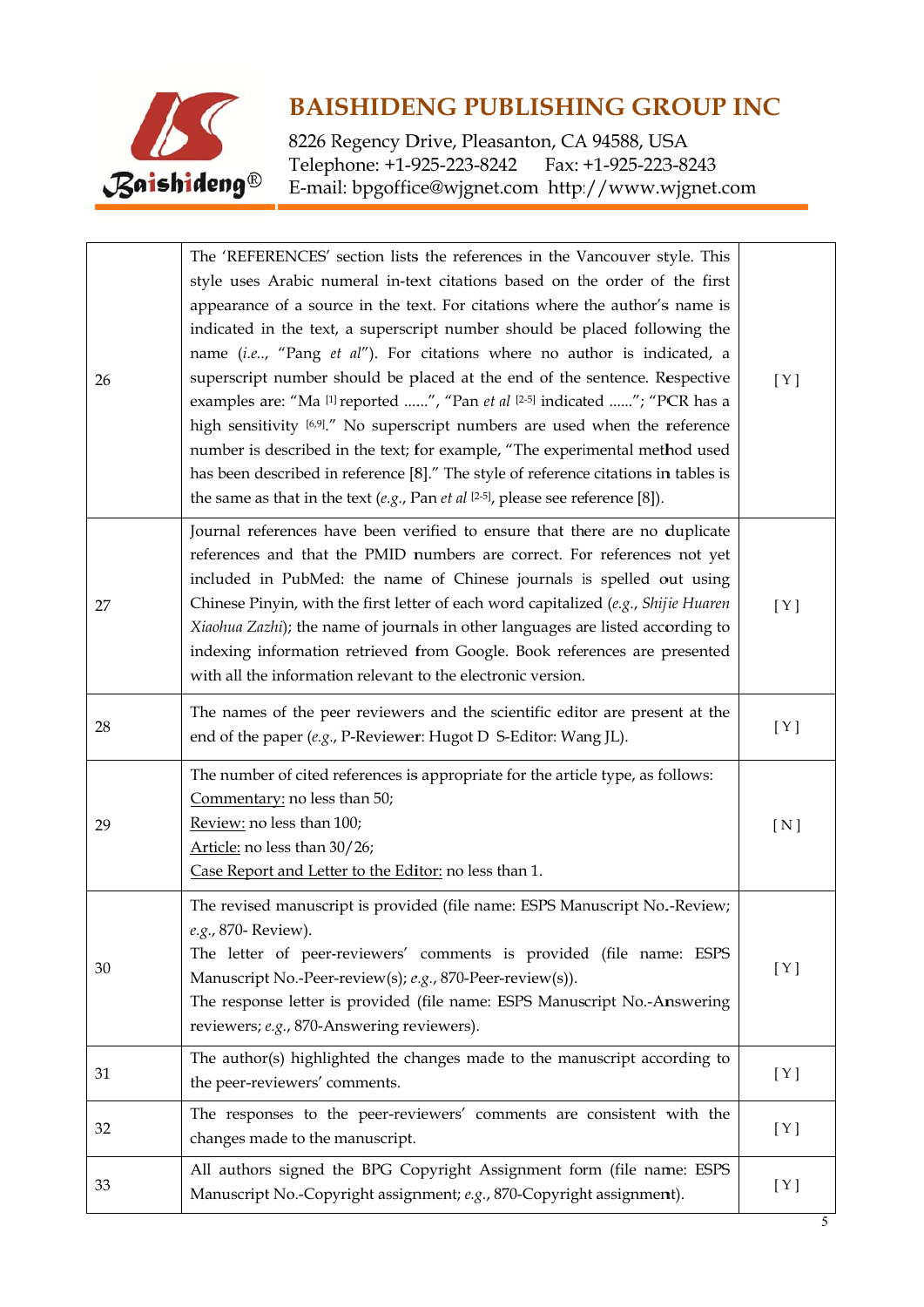| | | |
|---|---|---|
| 26 | The 'REFERENCES' section lists the references in the Vancouver style. This style uses Arabic numeral in-text citations based on the order of the first appearance of a source in the text. For citations where the author's name is indicated in the text, a superscript number should be placed following the name (*i.e.*., "Pang *et al*"). For citations where no author is indicated, a superscript number should be placed at the end of the sentence. Respective examples are: "Ma [1] reported ......", "Pan *et al* [2-5] indicated ......"; "PCR has a high sensitivity [6,9]." No superscript numbers are used when the reference number is described in the text; for example, "The experimental method used has been described in reference [8]." The style of reference citations in tables is the same as that in the text (*e.g.*, Pan *et al* [2-5], please see reference [8]). | [ Y ] |
| 27 | Journal references have been verified to ensure that there are no duplicate references and that the PMID numbers are correct. For references not yet included in PubMed: the name of Chinese journals is spelled out using Chinese Pinyin, with the first letter of each word capitalized (*e.g.*, *Shijie Huaren Xiaohua Zazhi*); the name of journals in other languages are listed according to indexing information retrieved from Google. Book references are presented with all the information relevant to the electronic version. | [ Y ] |
| 28 | The names of the peer reviewers and the scientific editor are present at the end of the paper (*e.g.*, P-Reviewer: Hugot D S-Editor: Wang JL). | [ Y ] |
| 29 | The number of cited references is appropriate for the article type, as follows:<br><u>Commentary:</u> no less than 50;<br><u>Review:</u> no less than 100;<br><u>Article:</u> no less than 30/26;<br><u>Case Report and Letter to the Editor:</u> no less than 1. | [ N ] |
| 30 | The revised manuscript is provided (file name: ESPS Manuscript No.-Review; *e.g.*, 870- Review).<br>The letter of peer-reviewers' comments is provided (file name: ESPS Manuscript No.-Peer-review(s); *e.g.*, 870-Peer-review(s)).<br>The response letter is provided (file name: ESPS Manuscript No.-Answering reviewers; *e.g.*, 870-Answering reviewers). | [ Y ] |
| 31 | The author(s) highlighted the changes made to the manuscript according to the peer-reviewers' comments. | [ Y ] |
| 32 | The responses to the peer-reviewers' comments are consistent with the changes made to the manuscript. | [ Y ] |
| 33 | All authors signed the BPG Copyright Assignment form (file name: ESPS Manuscript No.-Copyright assignment; *e.g.*, 870-Copyright assignment). | [ Y ] |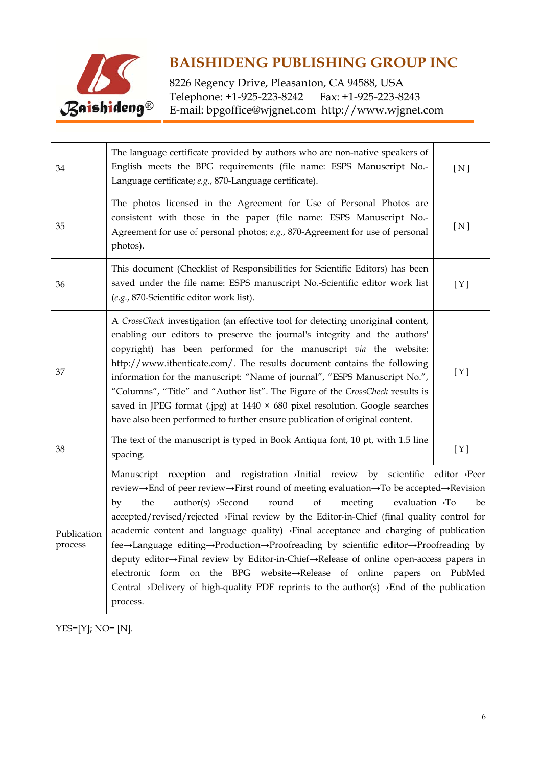| | | |
|---|---|---|
| 34 | The language certificate provided by authors who are non-native speakers of English meets the BPG requirements (file name: ESPS Manuscript No.-Language certificate; *e.g.*, 870-Language certificate). | [N] |
| 35 | The photos licensed in the Agreement for Use of Personal Photos are consistent with those in the paper (file name: ESPS Manuscript No.-Agreement for use of personal photos; *e.g.*, 870-Agreement for use of personal photos). | [N] |
| 36 | This document (Checklist of Responsibilities for Scientific Editors) has been saved under the file name: ESPS manuscript No.-Scientific editor work list (*e.g.*, 870-Scientific editor work list). | [Y] |
| 37 | A *CrossCheck* investigation (an effective tool for detecting unoriginal content, enabling our editors to preserve the journal's integrity and the authors' copyright) has been performed for the manuscript *via* the website: http://www.ithenticate.com/. The results document contains the following information for the manuscript: "Name of journal", "ESPS Manuscript No.", "Columns", "Title" and "Author list". The Figure of the *CrossCheck* results is saved in JPEG format (.jpg) at 1440 × 680 pixel resolution. Google searches have also been performed to further ensure publication of original content. | [Y] |
| 38 | The text of the manuscript is typed in Book Antiqua font, 10 pt, with 1.5 line spacing. | [Y] |
| Publication process | Manuscript reception and registration→Initial review by scientific editor→Peer review→End of peer review→First round of meeting evaluation→To be accepted→Revision by the author(s)→Second round of meeting evaluation→To be accepted/revised/rejected→Final review by the Editor-in-Chief (final quality control for academic content and language quality)→Final acceptance and charging of publication fee→Language editing→Production→Proofreading by scientific editor→Proofreading by deputy editor→Final review by Editor-in-Chief→Release of online open-access papers in electronic form on the BPG website→Release of online papers on PubMed Central→Delivery of high-quality PDF reprints to the author(s)→End of the publication process. | |

YES=[Y]; NO= [N].